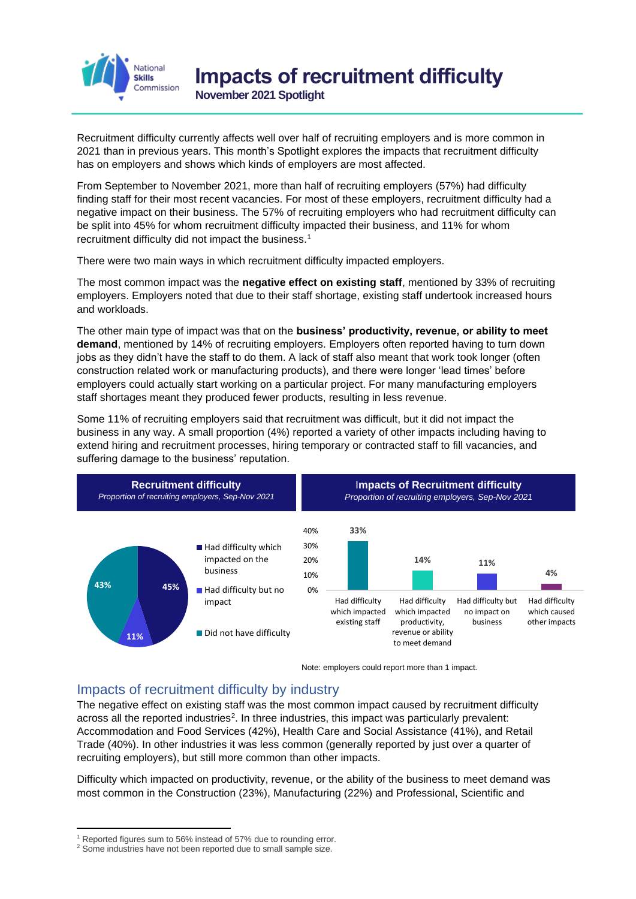# Impacts of recruitment difficulty

**November 2021 Spotlight**

Recruitment difficulty currently affects well over half of recruiting employers and is more common in 2021 than in previous years. This month's Spotlight explores the impacts that recruitment difficulty has on employers and shows which kinds of employers are most affected.

From September to November 2021, more than half of recruiting employers (57%) had difficulty finding staff for their most recent vacancies. For most of these employers, recruitment difficulty had a negative impact on their business. The 57% of recruiting employers who had recruitment difficulty can be split into 45% for whom recruitment difficulty impacted their business, and 11% for whom recruitment difficulty did not impact the business.[1]

There were two main ways in which recruitment difficulty impacted employers.

The most common impact was the **negative effect on existing staff**, mentioned by 33% of recruiting employers. Employers noted that due to their staff shortage, existing staff undertook increased hours and workloads.

The other main type of impact was that on the **business' productivity, revenue, or ability to meet demand**, mentioned by 14% of recruiting employers. Employers often reported having to turn down jobs as they didn't have the staff to do them. A lack of staff also meant that work took longer (often construction related work or manufacturing products), and there were longer 'lead times' before employers could actually start working on a particular project. For many manufacturing employers staff shortages meant they produced fewer products, resulting in less revenue.

Some 11% of recruiting employers said that recruitment was difficult, but it did not impact the business in any way. A small proportion (4%) reported a variety of other impacts including having to extend hiring and recruitment processes, hiring temporary or contracted staff to fill vacancies, and suffering damage to the business' reputation.

**Recruitment difficulty**
*Proportion of recruiting employers, Sep-Nov 2021*

| Category | Proportion |
|---|---|
| Had difficulty which impacted on the business | 45% |
| Had difficulty but no impact | 11% |
| Did not have difficulty | 43% |

**Impacts of Recruitment difficulty**
*Proportion of recruiting employers, Sep-Nov 2021*

| Impact | Proportion |
|---|---|
| Had difficulty which impacted existing staff | 33% |
| Had difficulty which impacted productivity, revenue or ability to meet demand | 14% |
| Had difficulty but no impact on business | 11% |
| Had difficulty which caused other impacts | 4% |

Note: employers could report more than 1 impact.

## Impacts of recruitment difficulty by industry

The negative effect on existing staff was the most common impact caused by recruitment difficulty across all the reported industries[2]. In three industries, this impact was particularly prevalent: Accommodation and Food Services (42%), Health Care and Social Assistance (41%), and Retail Trade (40%). In other industries it was less common (generally reported by just over a quarter of recruiting employers), but still more common than other impacts.

Difficulty which impacted on productivity, revenue, or the ability of the business to meet demand was most common in the Construction (23%), Manufacturing (22%) and Professional, Scientific and

[1] Reported figures sum to 56% instead of 57% due to rounding error.

[2] Some industries have not been reported due to small sample size.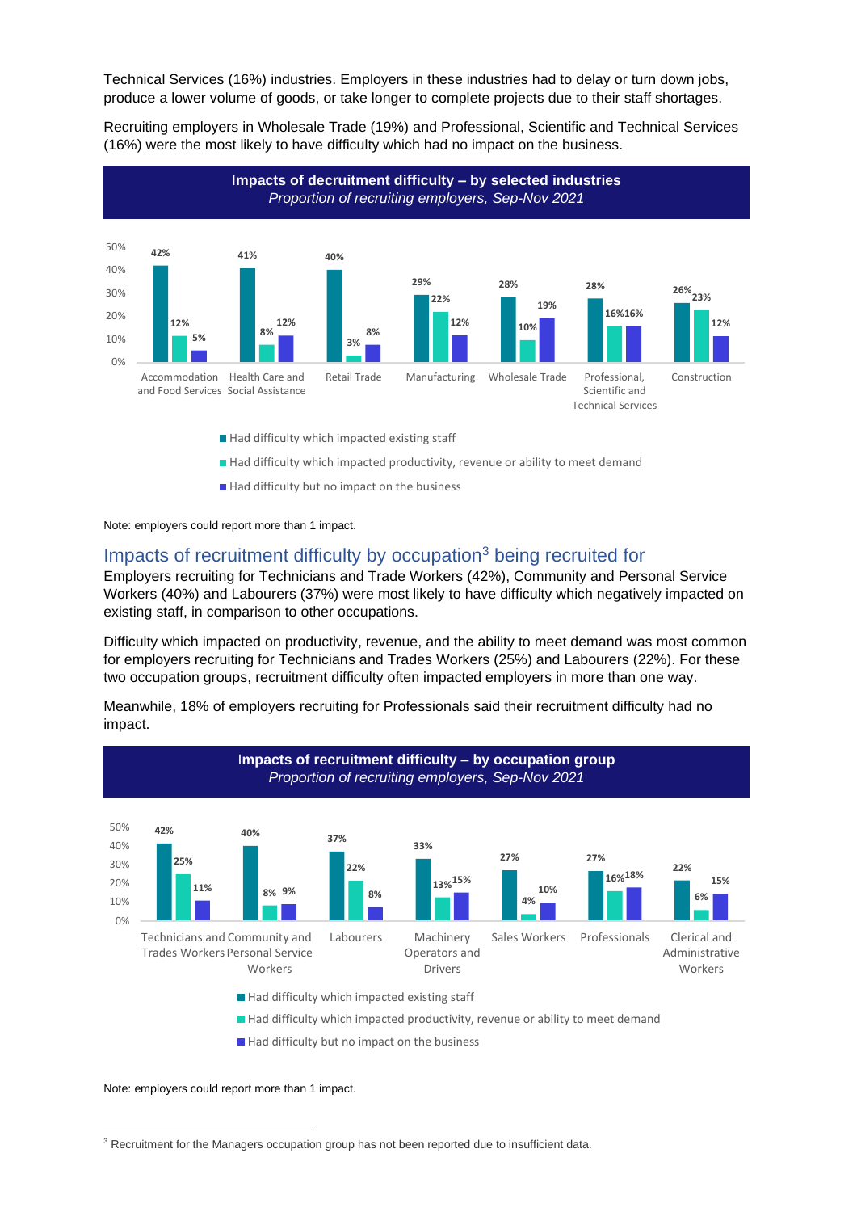Technical Services (16%) industries. Employers in these industries had to delay or turn down jobs, produce a lower volume of goods, or take longer to complete projects due to their staff shortages.

Recruiting employers in Wholesale Trade (19%) and Professional, Scientific and Technical Services (16%) were the most likely to have difficulty which had no impact on the business.

**Impacts of decruitment difficulty – by selected industries**
*Proportion of recruiting employers, Sep-Nov 2021*

| Industry | Had difficulty which impacted existing staff | Had difficulty which impacted productivity, revenue or ability to meet demand | Had difficulty but no impact on the business |
|---|---|---|---|
| Accommodation and Food Services | 42% | 12% | 5% |
| Health Care and Social Assistance | 41% | 8% | 12% |
| Retail Trade | 40% | 3% | 8% |
| Manufacturing | 29% | 22% | 12% |
| Wholesale Trade | 28% | 10% | 19% |
| Professional, Scientific and Technical Services | 28% | 16% | 16% |
| Construction | 26% | 23% | 12% |

Note: employers could report more than 1 impact.

## Impacts of recruitment difficulty by occupation[3] being recruited for

Employers recruiting for Technicians and Trade Workers (42%), Community and Personal Service Workers (40%) and Labourers (37%) were most likely to have difficulty which negatively impacted on existing staff, in comparison to other occupations.

Difficulty which impacted on productivity, revenue, and the ability to meet demand was most common for employers recruiting for Technicians and Trades Workers (25%) and Labourers (22%). For these two occupation groups, recruitment difficulty often impacted employers in more than one way.

Meanwhile, 18% of employers recruiting for Professionals said their recruitment difficulty had no impact.

**Impacts of recruitment difficulty – by occupation group**
*Proportion of recruiting employers, Sep-Nov 2021*

| Occupation group | Had difficulty which impacted existing staff | Had difficulty which impacted productivity, revenue or ability to meet demand | Had difficulty but no impact on the business |
|---|---|---|---|
| Technicians and Trades Workers | 42% | 25% | 11% |
| Community and Personal Service Workers | 40% | 8% | 9% |
| Labourers | 37% | 22% | 8% |
| Machinery Operators and Drivers | 33% | 13% | 15% |
| Sales Workers | 27% | 4% | 10% |
| Professionals | 27% | 16% | 18% |
| Clerical and Administrative Workers | 22% | 6% | 15% |

Note: employers could report more than 1 impact.

[3] Recruitment for the Managers occupation group has not been reported due to insufficient data.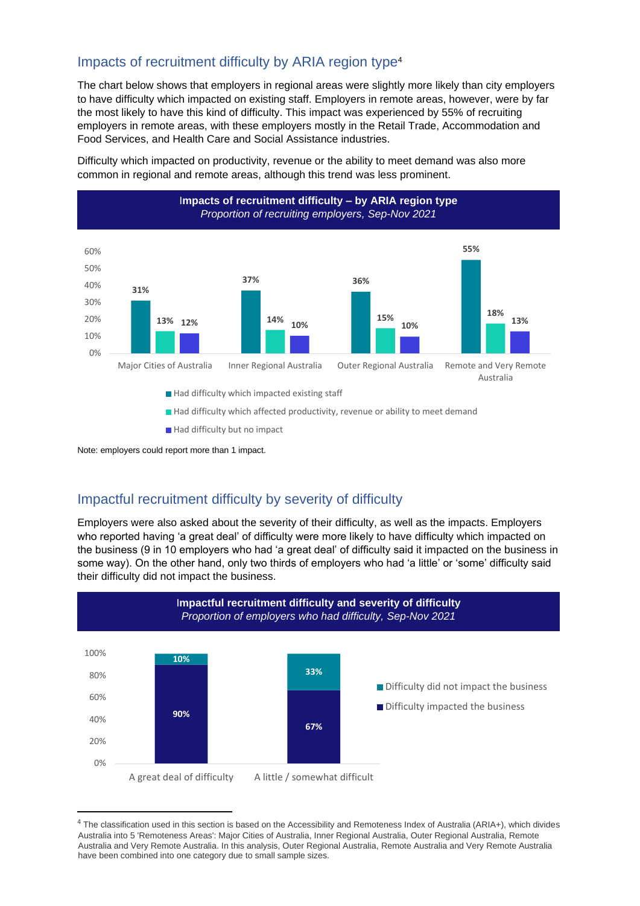## Impacts of recruitment difficulty by ARIA region type[4]

The chart below shows that employers in regional areas were slightly more likely than city employers to have difficulty which impacted on existing staff. Employers in remote areas, however, were by far the most likely to have this kind of difficulty. This impact was experienced by 55% of recruiting employers in remote areas, with these employers mostly in the Retail Trade, Accommodation and Food Services, and Health Care and Social Assistance industries.

Difficulty which impacted on productivity, revenue or the ability to meet demand was also more common in regional and remote areas, although this trend was less prominent.

**Impacts of recruitment difficulty – by ARIA region type**
*Proportion of recruiting employers, Sep-Nov 2021*

| | Had difficulty which impacted existing staff | Had difficulty which affected productivity, revenue or ability to meet demand | Had difficulty but no impact |
|---|---|---|---|
| Major Cities of Australia | 31% | 13% | 12% |
| Inner Regional Australia | 37% | 14% | 10% |
| Outer Regional Australia | 36% | 15% | 10% |
| Remote and Very Remote Australia | 55% | 18% | 13% |

Note: employers could report more than 1 impact.

## Impactful recruitment difficulty by severity of difficulty

Employers were also asked about the severity of their difficulty, as well as the impacts. Employers who reported having 'a great deal' of difficulty were more likely to have difficulty which impacted on the business (9 in 10 employers who had 'a great deal' of difficulty said it impacted on the business in some way). On the other hand, only two thirds of employers who had 'a little' or 'some' difficulty said their difficulty did not impact the business.

**Impactful recruitment difficulty and severity of difficulty**
*Proportion of employers who had difficulty, Sep-Nov 2021*

| | Difficulty impacted the business | Difficulty did not impact the business |
|---|---|---|
| A great deal of difficulty | 90% | 10% |
| A little / somewhat difficult | 67% | 33% |

[4] The classification used in this section is based on the Accessibility and Remoteness Index of Australia (ARIA+), which divides Australia into 5 'Remoteness Areas': Major Cities of Australia, Inner Regional Australia, Outer Regional Australia, Remote Australia and Very Remote Australia. In this analysis, Outer Regional Australia, Remote Australia and Very Remote Australia have been combined into one category due to small sample sizes.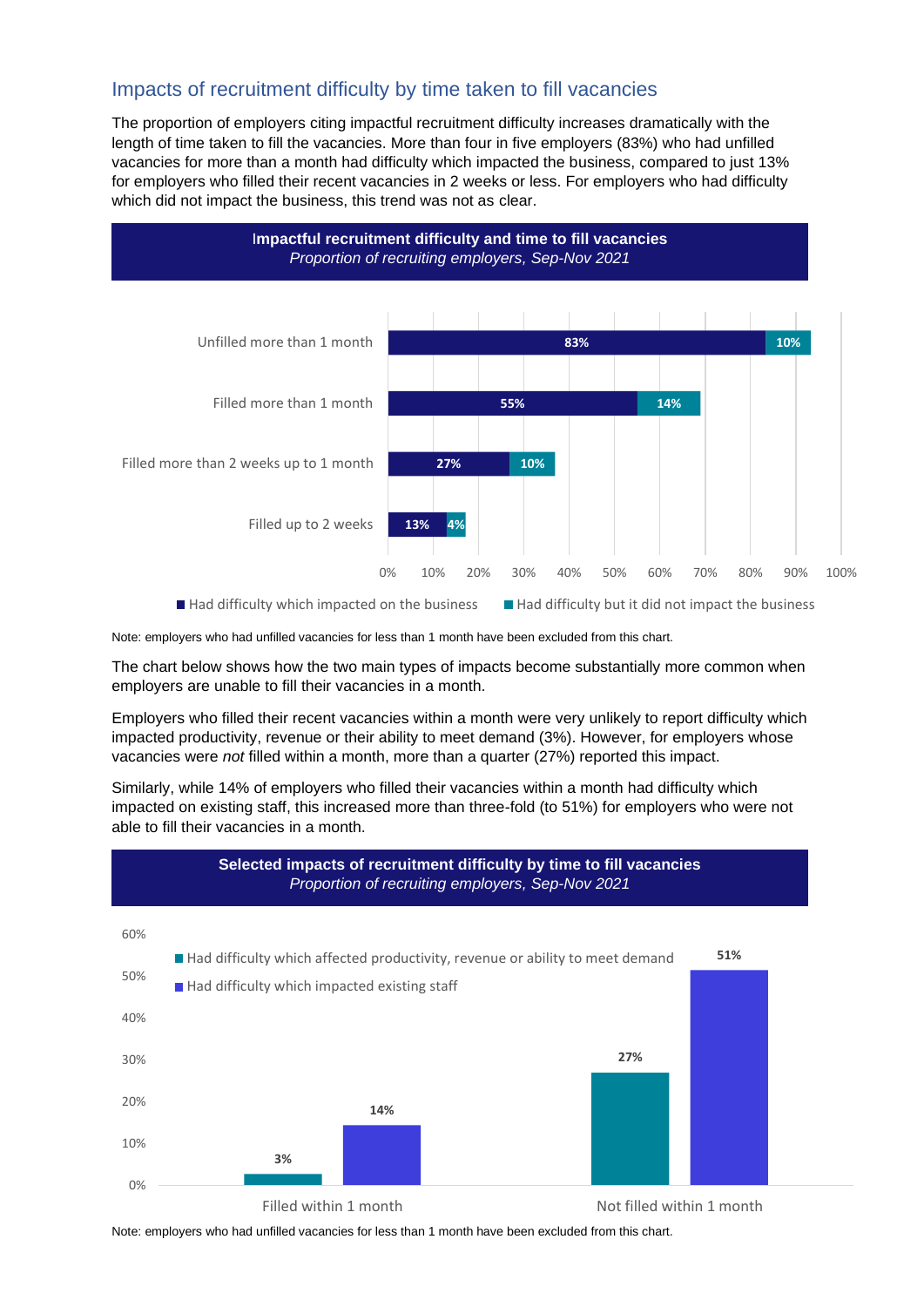## Impacts of recruitment difficulty by time taken to fill vacancies

The proportion of employers citing impactful recruitment difficulty increases dramatically with the length of time taken to fill the vacancies. More than four in five employers (83%) who had unfilled vacancies for more than a month had difficulty which impacted the business, compared to just 13% for employers who filled their recent vacancies in 2 weeks or less. For employers who had difficulty which did not impact the business, this trend was not as clear.

**Impactful recruitment difficulty and time to fill vacancies**
*Proportion of recruiting employers, Sep-Nov 2021*

Unfilled more than 1 month: 83% 10%
Filled more than 1 month: 55% 14%
Filled more than 2 weeks up to 1 month: 27% 10%
Filled up to 2 weeks: 13% 4%

0% 10% 20% 30% 40% 50% 60% 70% 80% 90% 100%

Had difficulty which impacted on the business
Had difficulty but it did not impact the business

Note: employers who had unfilled vacancies for less than 1 month have been excluded from this chart.

The chart below shows how the two main types of impacts become substantially more common when employers are unable to fill their vacancies in a month.

Employers who filled their recent vacancies within a month were very unlikely to report difficulty which impacted productivity, revenue or their ability to meet demand (3%). However, for employers whose vacancies were *not* filled within a month, more than a quarter (27%) reported this impact.

Similarly, while 14% of employers who filled their vacancies within a month had difficulty which impacted on existing staff, this increased more than three-fold (to 51%) for employers who were not able to fill their vacancies in a month.

**Selected impacts of recruitment difficulty by time to fill vacancies**
*Proportion of recruiting employers, Sep-Nov 2021*

60% 50% 40% 30% 20% 10% 0%

Had difficulty which affected productivity, revenue or ability to meet demand
Had difficulty which impacted existing staff

Filled within 1 month: 3% 14%
Not filled within 1 month: 27% 51%

Note: employers who had unfilled vacancies for less than 1 month have been excluded from this chart.